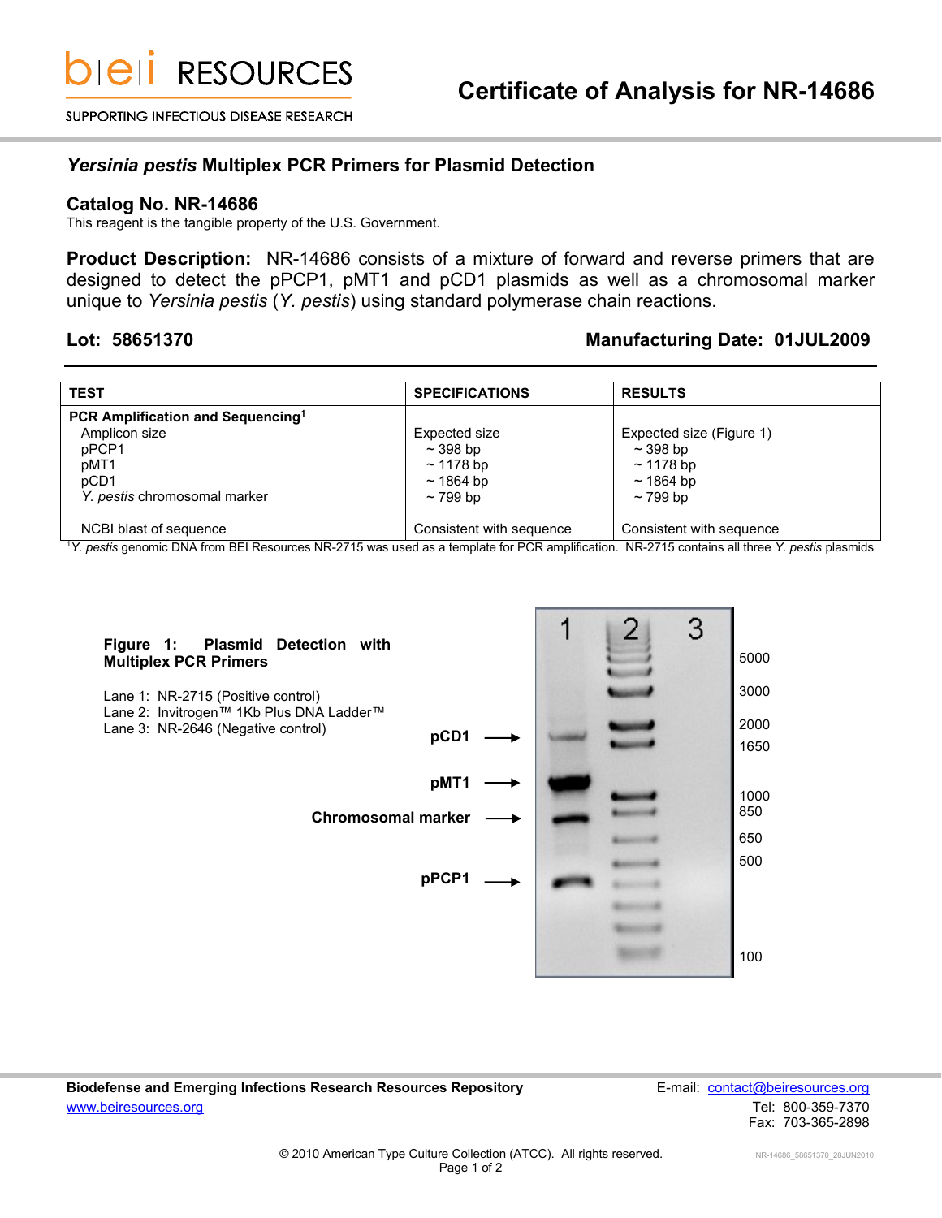# Certificate of Analysis for NR-14686

## *Yersinia pestis* Multiplex PCR Primers for Plasmid Detection

### Catalog No. NR-14686

This reagent is the tangible property of the U.S. Government.

**Product Description:** NR-14686 consists of a mixture of forward and reverse primers that are designed to detect the pPCP1, pMT1 and pCD1 plasmids as well as a chromosomal marker unique to *Yersinia pestis* (*Y. pestis*) using standard polymerase chain reactions.

**Lot: 58651370** **Manufacturing Date: 01JUL2009**

| TEST | SPECIFICATIONS | RESULTS |
|---|---|---|
| **PCR Amplification and Sequencing**[1] | | |
| Amplicon size | Expected size | Expected size (Figure 1) |
| pPCP1 | ~ 398 bp | ~ 398 bp |
| pMT1 | ~ 1178 bp | ~ 1178 bp |
| pCD1 | ~ 1864 bp | ~ 1864 bp |
| *Y. pestis* chromosomal marker | ~ 799 bp | ~ 799 bp |
| NCBI blast of sequence | Consistent with sequence | Consistent with sequence |

[1]*Y. pestis* genomic DNA from BEI Resources NR-2715 was used as a template for PCR amplification. NR-2715 contains all three *Y. pestis* plasmids

**Figure 1: Plasmid Detection with Multiplex PCR Primers**

Lane 1: NR-2715 (Positive control)
Lane 2: Invitrogen™ 1Kb Plus DNA Ladder™
Lane 3: NR-2646 (Negative control)

Biodefense and Emerging Infections Research Resources Repository
www.beiresources.org

E-mail: contact@beiresources.org
Tel: 800-359-7370
Fax: 703-365-2898

© 2010 American Type Culture Collection (ATCC). All rights reserved.

NR-14686_58651370_28JUN2010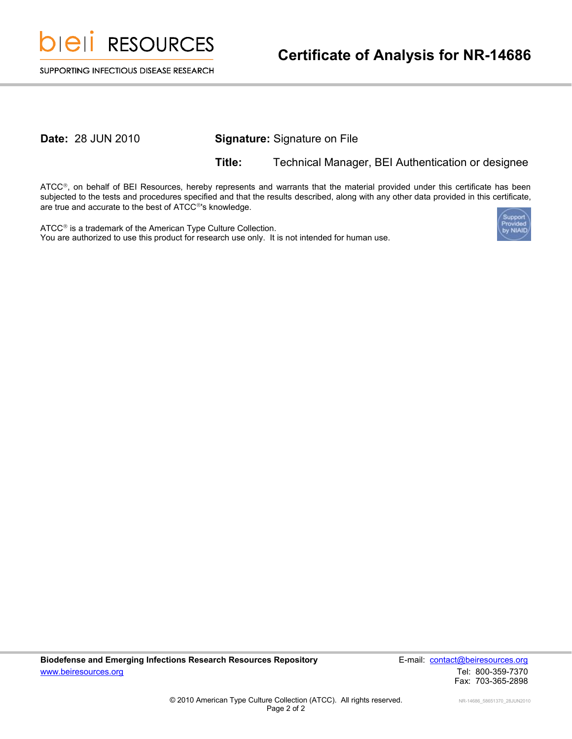**Date:** 28 JUN 2010

**Signature:** Signature on File

**Title:** Technical Manager, BEI Authentication or designee

ATCC®, on behalf of BEI Resources, hereby represents and warrants that the material provided under this certificate has been subjected to the tests and procedures specified and that the results described, along with any other data provided in this certificate, are true and accurate to the best of ATCC®'s knowledge.

ATCC® is a trademark of the American Type Culture Collection.
You are authorized to use this product for research use only. It is not intended for human use.